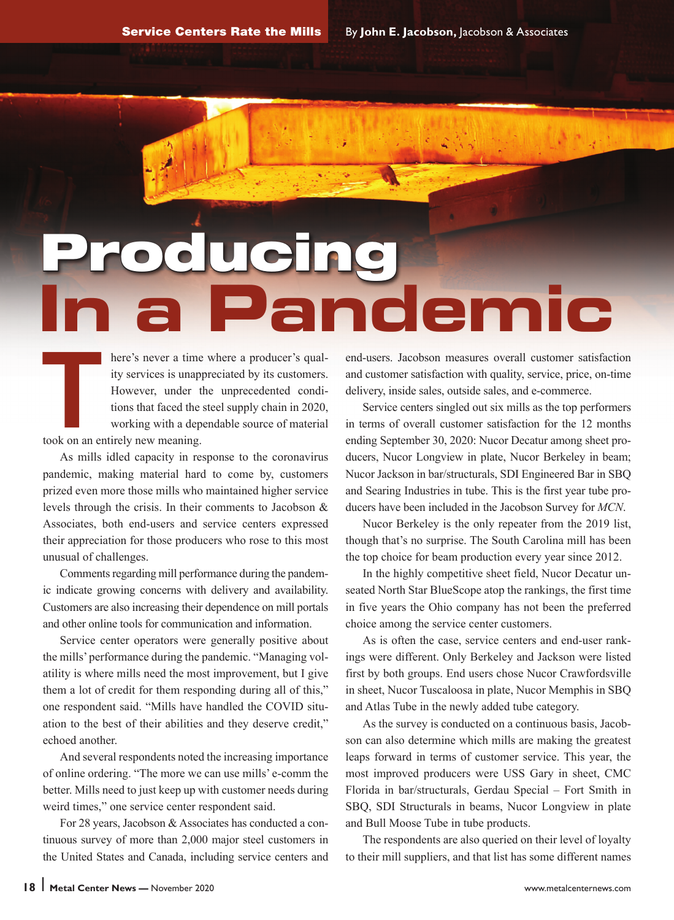Service Centers Rate the Mills

By **John E. Jacobson,** Jacobson & Associates

# Producing In a Pandemic

There's never a time where a producer's quality services is unappreciated by its customers. However, under the unprecedented conditions that faced the steel supply chain in 2020, working with a dependable source of material took on an entirely new meaning.

As mills idled capacity in response to the coronavirus pandemic, making material hard to come by, customers prized even more those mills who maintained higher service levels through the crisis. In their comments to Jacobson & Associates, both end-users and service centers expressed their appreciation for those producers who rose to this most unusual of challenges.

Comments regarding mill performance during the pandemic indicate growing concerns with delivery and availability. Customers are also increasing their dependence on mill portals and other online tools for communication and information.

Service center operators were generally positive about the mills' performance during the pandemic. "Managing volatility is where mills need the most improvement, but I give them a lot of credit for them responding during all of this," one respondent said. "Mills have handled the COVID situation to the best of their abilities and they deserve credit," echoed another.

And several respondents noted the increasing importance of online ordering. "The more we can use mills' e-comm the better. Mills need to just keep up with customer needs during weird times," one service center respondent said.

For 28 years, Jacobson & Associates has conducted a continuous survey of more than 2,000 major steel customers in the United States and Canada, including service centers and end-users. Jacobson measures overall customer satisfaction and customer satisfaction with quality, service, price, on-time delivery, inside sales, outside sales, and e-commerce.

Service centers singled out six mills as the top performers in terms of overall customer satisfaction for the 12 months ending September 30, 2020: Nucor Decatur among sheet producers, Nucor Longview in plate, Nucor Berkeley in beam; Nucor Jackson in bar/structurals, SDI Engineered Bar in SBQ and Searing Industries in tube. This is the first year tube producers have been included in the Jacobson Survey for *MCN*.

Nucor Berkeley is the only repeater from the 2019 list, though that's no surprise. The South Carolina mill has been the top choice for beam production every year since 2012.

In the highly competitive sheet field, Nucor Decatur unseated North Star BlueScope atop the rankings, the first time in five years the Ohio company has not been the preferred choice among the service center customers.

As is often the case, service centers and end-user rankings were different. Only Berkeley and Jackson were listed first by both groups. End users chose Nucor Crawfordsville in sheet, Nucor Tuscaloosa in plate, Nucor Memphis in SBQ and Atlas Tube in the newly added tube category.

As the survey is conducted on a continuous basis, Jacobson can also determine which mills are making the greatest leaps forward in terms of customer service. This year, the most improved producers were USS Gary in sheet, CMC Florida in bar/structurals, Gerdau Special – Fort Smith in SBQ, SDI Structurals in beams, Nucor Longview in plate and Bull Moose Tube in tube products.

The respondents are also queried on their level of loyalty to their mill suppliers, and that list has some different names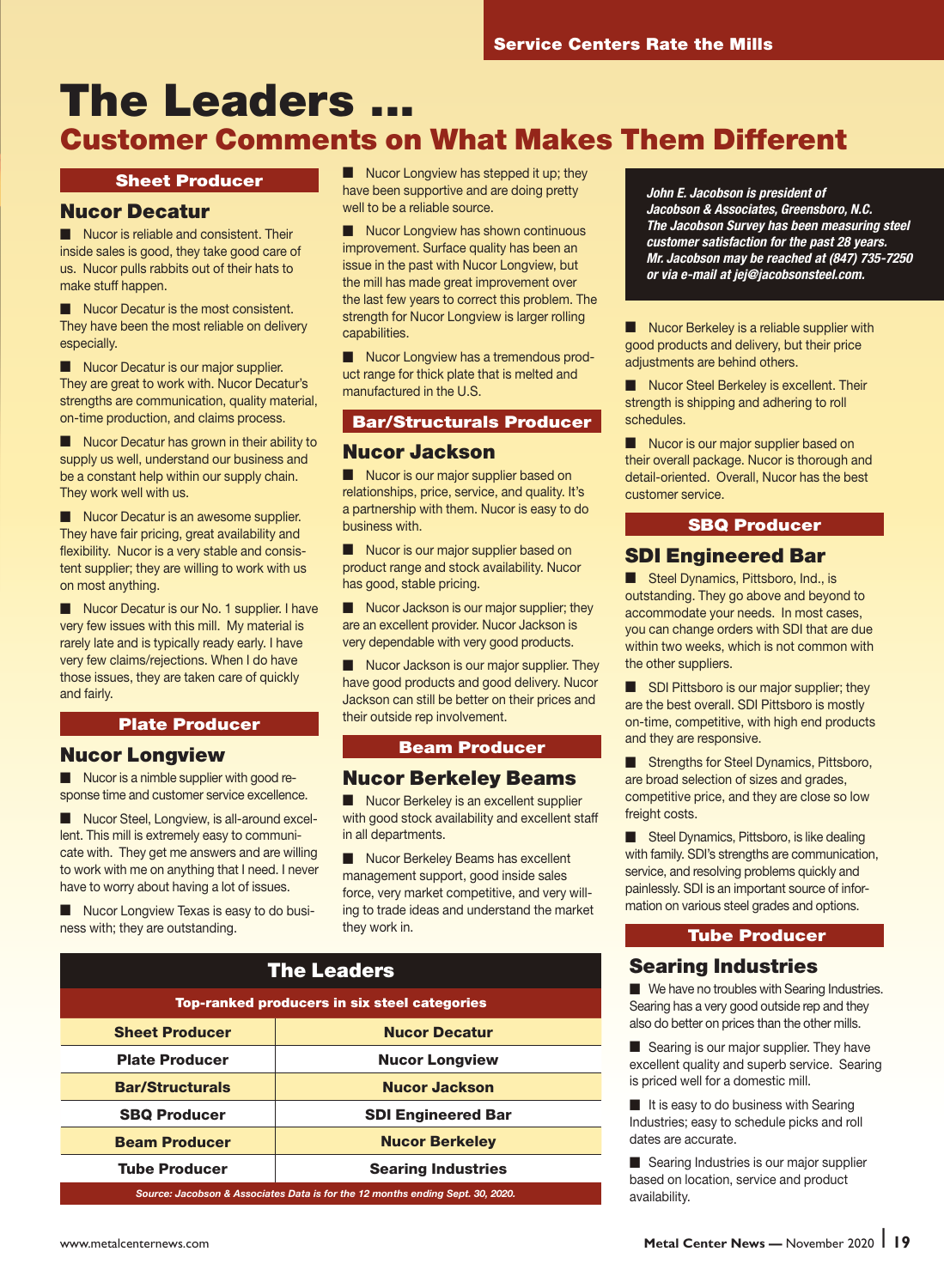# The Leaders …

## Customer Comments on What Makes Them Different

### Sheet Producer

### Nucor Decatur

- Nucor is reliable and consistent. Their inside sales is good, they take good care of us. Nucor pulls rabbits out of their hats to make stuff happen.
- Nucor Decatur is the most consistent. They have been the most reliable on delivery especially.
- Nucor Decatur is our major supplier. They are great to work with. Nucor Decatur's strengths are communication, quality material, on-time production, and claims process.
- Nucor Decatur has grown in their ability to supply us well, understand our business and be a constant help within our supply chain. They work well with us.
- Nucor Decatur is an awesome supplier. They have fair pricing, great availability and flexibility. Nucor is a very stable and consistent supplier; they are willing to work with us on most anything.
- Nucor Decatur is our No. 1 supplier. I have very few issues with this mill. My material is rarely late and is typically ready early. I have very few claims/rejections. When I do have those issues, they are taken care of quickly and fairly.

### Plate Producer

### Nucor Longview

- Nucor is a nimble supplier with good response time and customer service excellence.
- Nucor Steel, Longview, is all-around excellent. This mill is extremely easy to communicate with. They get me answers and are willing to work with me on anything that I need. I never have to worry about having a lot of issues.
- Nucor Longview Texas is easy to do business with; they are outstanding.
- Nucor Longview has stepped it up; they have been supportive and are doing pretty well to be a reliable source.
- Nucor Longview has shown continuous improvement. Surface quality has been an issue in the past with Nucor Longview, but the mill has made great improvement over the last few years to correct this problem. The strength for Nucor Longview is larger rolling capabilities.
- Nucor Longview has a tremendous product range for thick plate that is melted and manufactured in the U.S.

### Bar/Structurals Producer

### Nucor Jackson

- Nucor is our major supplier based on relationships, price, service, and quality. It's a partnership with them. Nucor is easy to do business with.
- Nucor is our major supplier based on product range and stock availability. Nucor has good, stable pricing.
- Nucor Jackson is our major supplier; they are an excellent provider. Nucor Jackson is very dependable with very good products.
- Nucor Jackson is our major supplier. They have good products and good delivery. Nucor Jackson can still be better on their prices and their outside rep involvement.

### Beam Producer

### Nucor Berkeley Beams

- Nucor Berkeley is an excellent supplier with good stock availability and excellent staff in all departments.
- Nucor Berkeley Beams has excellent management support, good inside sales force, very market competitive, and very willing to trade ideas and understand the market they work in.
- Nucor Berkeley is a reliable supplier with good products and delivery, but their price adjustments are behind others.
- Nucor Steel Berkeley is excellent. Their strength is shipping and adhering to roll schedules.
- Nucor is our major supplier based on their overall package. Nucor is thorough and detail-oriented. Overall, Nucor has the best customer service.

| The Leaders | |
|---|---|
| **Top-ranked producers in six steel categories** | |
| **Sheet Producer** | **Nucor Decatur** |
| **Plate Producer** | **Nucor Longview** |
| **Bar/Structurals** | **Nucor Jackson** |
| **SBQ Producer** | **SDI Engineered Bar** |
| **Beam Producer** | **Nucor Berkeley** |
| **Tube Producer** | **Searing Industries** |

*Source: Jacobson & Associates Data is for the 12 months ending Sept. 30, 2020.*

***John E. Jacobson is president of Jacobson & Associates, Greensboro, N.C. The Jacobson Survey has been measuring steel customer satisfaction for the past 28 years. Mr. Jacobson may be reached at (847) 735-7250 or via e-mail at jej@jacobsonsteel.com.***

### SBQ Producer

### SDI Engineered Bar

- Steel Dynamics, Pittsboro, Ind., is outstanding. They go above and beyond to accommodate your needs. In most cases, you can change orders with SDI that are due within two weeks, which is not common with the other suppliers.
- SDI Pittsboro is our major supplier; they are the best overall. SDI Pittsboro is mostly on-time, competitive, with high end products and they are responsive.
- Strengths for Steel Dynamics, Pittsboro, are broad selection of sizes and grades, competitive price, and they are close so low freight costs.
- Steel Dynamics, Pittsboro, is like dealing with family. SDI's strengths are communication, service, and resolving problems quickly and painlessly. SDI is an important source of information on various steel grades and options.

### Tube Producer

### Searing Industries

- We have no troubles with Searing Industries. Searing has a very good outside rep and they also do better on prices than the other mills.
- Searing is our major supplier. They have excellent quality and superb service. Searing is priced well for a domestic mill.
- It is easy to do business with Searing Industries; easy to schedule picks and roll dates are accurate.
- Searing Industries is our major supplier based on location, service and product availability.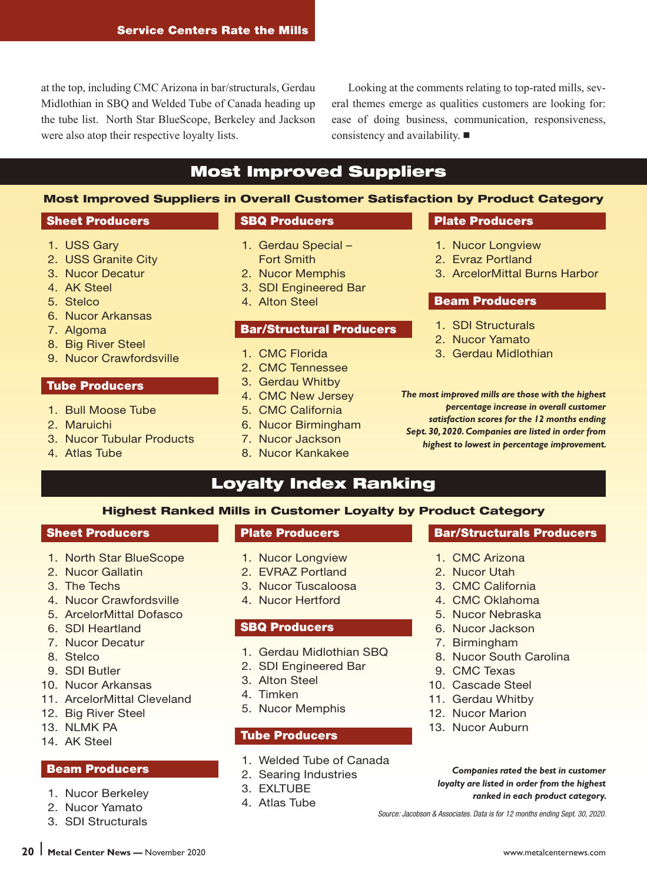at the top, including CMC Arizona in bar/structurals, Gerdau Midlothian in SBQ and Welded Tube of Canada heading up the tube list. North Star BlueScope, Berkeley and Jackson were also atop their respective loyalty lists.

Looking at the comments relating to top-rated mills, several themes emerge as qualities customers are looking for: ease of doing business, communication, responsiveness, consistency and availability. ■

## Most Improved Suppliers

### Most Improved Suppliers in Overall Customer Satisfaction by Product Category

**Sheet Producers**

1. USS Gary
2. USS Granite City
3. Nucor Decatur
4. AK Steel
5. Stelco
6. Nucor Arkansas
7. Algoma
8. Big River Steel
9. Nucor Crawfordsville

**Tube Producers**

1. Bull Moose Tube
2. Maruichi
3. Nucor Tubular Products
4. Atlas Tube

**SBQ Producers**

1. Gerdau Special – Fort Smith
2. Nucor Memphis
3. SDI Engineered Bar
4. Alton Steel

**Bar/Structural Producers**

1. CMC Florida
2. CMC Tennessee
3. Gerdau Whitby
4. CMC New Jersey
5. CMC California
6. Nucor Birmingham
7. Nucor Jackson
8. Nucor Kankakee

**Plate Producers**

1. Nucor Longview
2. Evraz Portland
3. ArcelorMittal Burns Harbor

**Beam Producers**

1. SDI Structurals
2. Nucor Yamato
3. Gerdau Midlothian

*The most improved mills are those with the highest percentage increase in overall customer satisfaction scores for the 12 months ending Sept. 30, 2020. Companies are listed in order from highest to lowest in percentage improvement.*

## Loyalty Index Ranking

### Highest Ranked Mills in Customer Loyalty by Product Category

**Sheet Producers**

1. North Star BlueScope
2. Nucor Gallatin
3. The Techs
4. Nucor Crawfordsville
5. ArcelorMittal Dofasco
6. SDI Heartland
7. Nucor Decatur
8. Stelco
9. SDI Butler
10. Nucor Arkansas
11. ArcelorMittal Cleveland
12. Big River Steel
13. NLMK PA
14. AK Steel

**Beam Producers**

1. Nucor Berkeley
2. Nucor Yamato
3. SDI Structurals

**Plate Producers**

1. Nucor Longview
2. EVRAZ Portland
3. Nucor Tuscaloosa
4. Nucor Hertford

**SBQ Producers**

1. Gerdau Midlothian SBQ
2. SDI Engineered Bar
3. Alton Steel
4. Timken
5. Nucor Memphis

**Tube Producers**

1. Welded Tube of Canada
2. Searing Industries
3. EXLTUBE
4. Atlas Tube

**Bar/Structurals Producers**

1. CMC Arizona
2. Nucor Utah
3. CMC California
4. CMC Oklahoma
5. Nucor Nebraska
6. Nucor Jackson
7. Birmingham
8. Nucor South Carolina
9. CMC Texas
10. Cascade Steel
11. Gerdau Whitby
12. Nucor Marion
13. Nucor Auburn

*Companies rated the best in customer loyalty are listed in order from the highest ranked in each product category.*

*Source: Jacobson & Associates. Data is for 12 months ending Sept. 30, 2020.*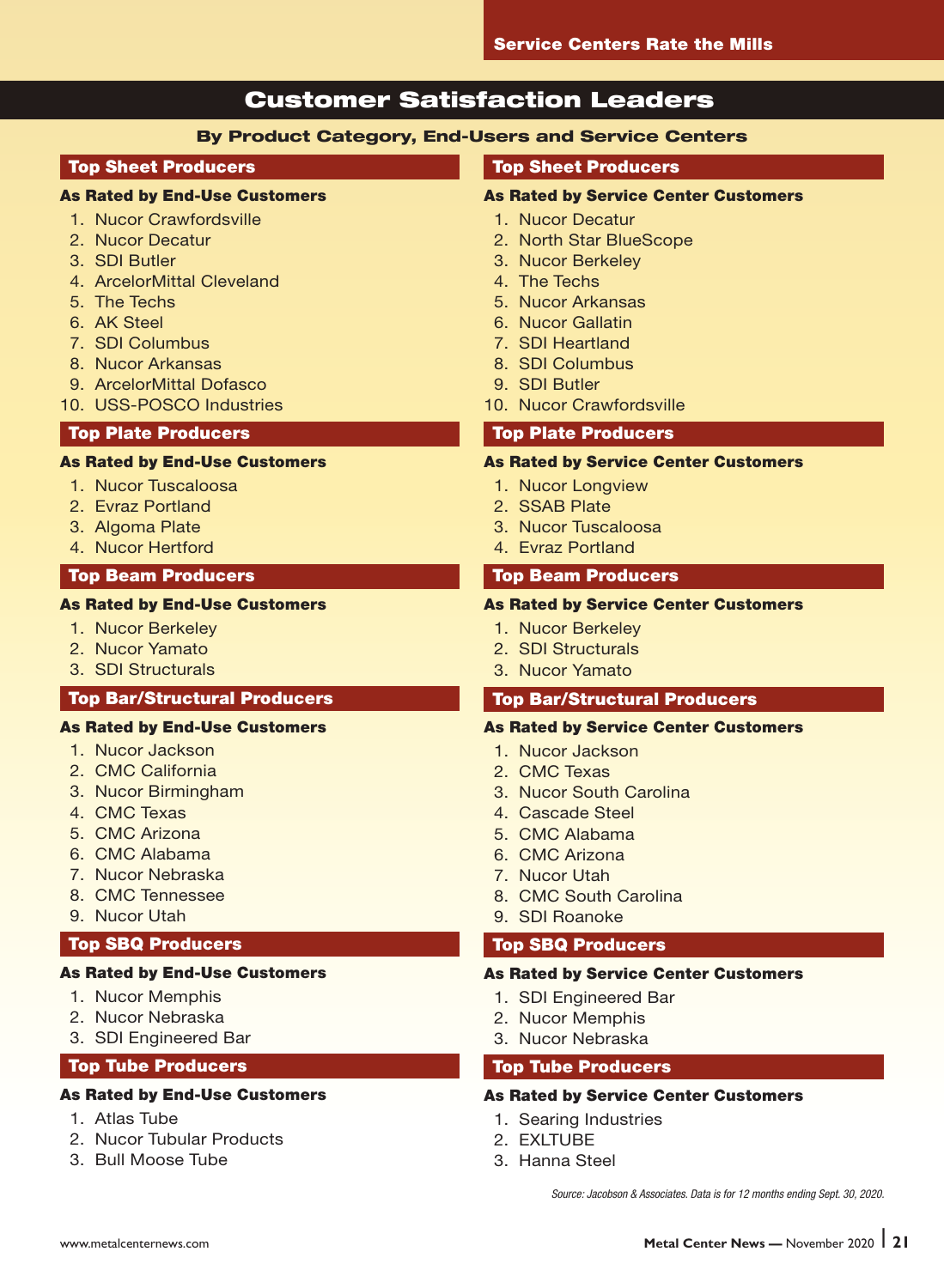# Customer Satisfaction Leaders

### By Product Category, End-Users and Service Centers

## Top Sheet Producers

**As Rated by End-Use Customers**

1. Nucor Crawfordsville
2. Nucor Decatur
3. SDI Butler
4. ArcelorMittal Cleveland
5. The Techs
6. AK Steel
7. SDI Columbus
8. Nucor Arkansas
9. ArcelorMittal Dofasco
10. USS-POSCO Industries

## Top Plate Producers

**As Rated by End-Use Customers**

1. Nucor Tuscaloosa
2. Evraz Portland
3. Algoma Plate
4. Nucor Hertford

## Top Beam Producers

**As Rated by End-Use Customers**

1. Nucor Berkeley
2. Nucor Yamato
3. SDI Structurals

## Top Bar/Structural Producers

**As Rated by End-Use Customers**

1. Nucor Jackson
2. CMC California
3. Nucor Birmingham
4. CMC Texas
5. CMC Arizona
6. CMC Alabama
7. Nucor Nebraska
8. CMC Tennessee
9. Nucor Utah

## Top SBQ Producers

**As Rated by End-Use Customers**

1. Nucor Memphis
2. Nucor Nebraska
3. SDI Engineered Bar

## Top Tube Producers

**As Rated by End-Use Customers**

1. Atlas Tube
2. Nucor Tubular Products
3. Bull Moose Tube

## Top Sheet Producers

**As Rated by Service Center Customers**

1. Nucor Decatur
2. North Star BlueScope
3. Nucor Berkeley
4. The Techs
5. Nucor Arkansas
6. Nucor Gallatin
7. SDI Heartland
8. SDI Columbus
9. SDI Butler
10. Nucor Crawfordsville

## Top Plate Producers

**As Rated by Service Center Customers**

1. Nucor Longview
2. SSAB Plate
3. Nucor Tuscaloosa
4. Evraz Portland

## Top Beam Producers

**As Rated by Service Center Customers**

1. Nucor Berkeley
2. SDI Structurals
3. Nucor Yamato

## Top Bar/Structural Producers

**As Rated by Service Center Customers**

1. Nucor Jackson
2. CMC Texas
3. Nucor South Carolina
4. Cascade Steel
5. CMC Alabama
6. CMC Arizona
7. Nucor Utah
8. CMC South Carolina
9. SDI Roanoke

## Top SBQ Producers

**As Rated by Service Center Customers**

1. SDI Engineered Bar
2. Nucor Memphis
3. Nucor Nebraska

## Top Tube Producers

**As Rated by Service Center Customers**

1. Searing Industries
2. EXLTUBE
3. Hanna Steel

*Source: Jacobson & Associates. Data is for 12 months ending Sept. 30, 2020.*